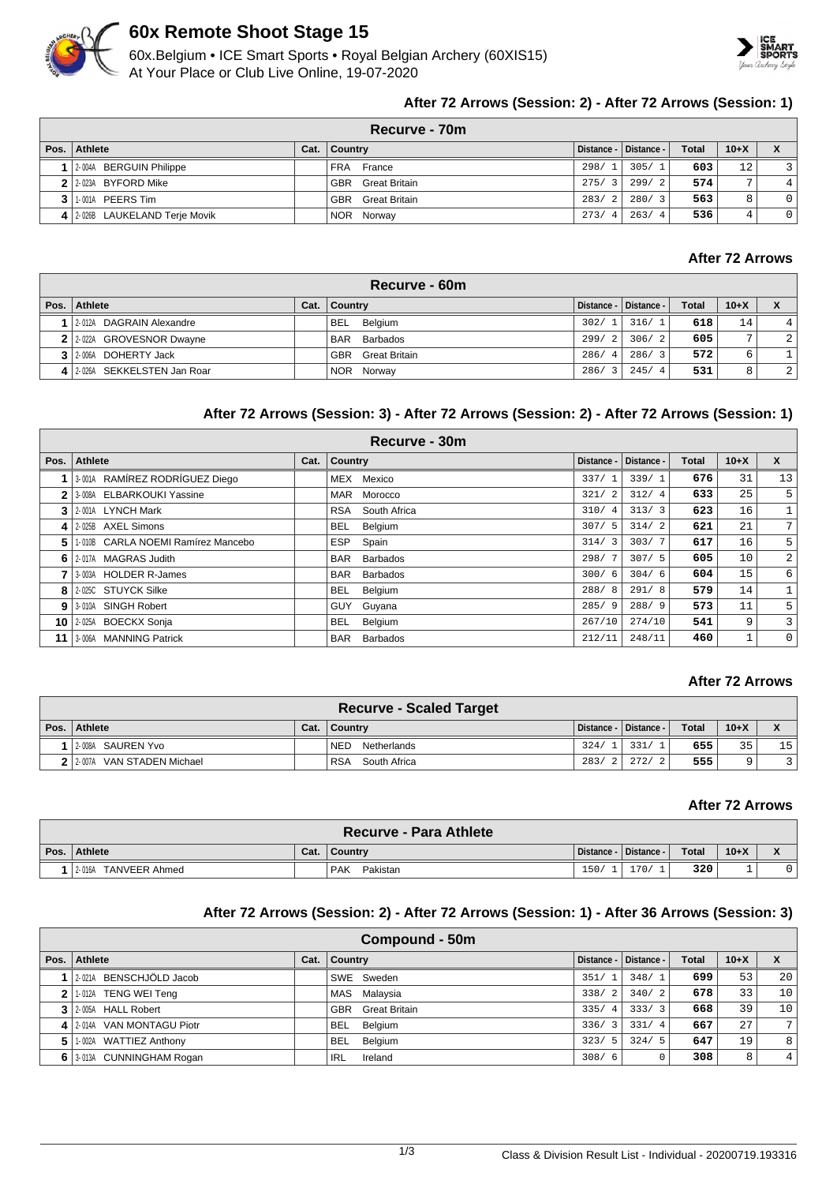# 60x Remote Shoot Stage 15

60x.Belgium • ICE Smart Sports • Royal Belgian Archery (60XIS15)
At Your Place or Club Live Online, 19-07-2020

### After 72 Arrows (Session: 2) - After 72 Arrows (Session: 1)

| Recurve - 70m | | | | | | | | |
|---|---|---|---|---|---|---|---|---|
| Pos. | Athlete | Cat. | Country | Distance - | Distance - | Total | 10+X | X |
| 1 | 2-004A BERGUIN Philippe | | FRA France | 298/ 1 | 305/ 1 | 603 | 12 | 3 |
| 2 | 2-023A BYFORD Mike | | GBR Great Britain | 275/ 3 | 299/ 2 | 574 | 7 | 4 |
| 3 | 1-001A PEERS Tim | | GBR Great Britain | 283/ 2 | 280/ 3 | 563 | 8 | 0 |
| 4 | 2-026B LAUKELAND Terje Movik | | NOR Norway | 273/ 4 | 263/ 4 | 536 | 4 | 0 |

### After 72 Arrows

| Recurve - 60m | | | | | | | | |
|---|---|---|---|---|---|---|---|---|
| Pos. | Athlete | Cat. | Country | Distance - | Distance - | Total | 10+X | X |
| 1 | 2-012A DAGRAIN Alexandre | | BEL Belgium | 302/ 1 | 316/ 1 | 618 | 14 | 4 |
| 2 | 2-022A GROVESNOR Dwayne | | BAR Barbados | 299/ 2 | 306/ 2 | 605 | 7 | 2 |
| 3 | 2-006A DOHERTY Jack | | GBR Great Britain | 286/ 4 | 286/ 3 | 572 | 6 | 1 |
| 4 | 2-026A SEKKELSTEN Jan Roar | | NOR Norway | 286/ 3 | 245/ 4 | 531 | 8 | 2 |

### After 72 Arrows (Session: 3) - After 72 Arrows (Session: 2) - After 72 Arrows (Session: 1)

| Recurve - 30m | | | | | | | | |
|---|---|---|---|---|---|---|---|---|
| Pos. | Athlete | Cat. | Country | Distance - | Distance - | Total | 10+X | X |
| 1 | 3-001A RAMÍREZ RODRÍGUEZ Diego | | MEX Mexico | 337/ 1 | 339/ 1 | 676 | 31 | 13 |
| 2 | 3-008A ELBARKOUKI Yassine | | MAR Morocco | 321/ 2 | 312/ 4 | 633 | 25 | 5 |
| 3 | 2-001A LYNCH Mark | | RSA South Africa | 310/ 4 | 313/ 3 | 623 | 16 | 1 |
| 4 | 2-025B AXEL Simons | | BEL Belgium | 307/ 5 | 314/ 2 | 621 | 21 | 7 |
| 5 | 1-010B CARLA NOEMI Ramírez Mancebo | | ESP Spain | 314/ 3 | 303/ 7 | 617 | 16 | 5 |
| 6 | 2-017A MAGRAS Judith | | BAR Barbados | 298/ 7 | 307/ 5 | 605 | 10 | 2 |
| 7 | 3-003A HOLDER R-James | | BAR Barbados | 300/ 6 | 304/ 6 | 604 | 15 | 6 |
| 8 | 2-025C STUYCK Silke | | BEL Belgium | 288/ 8 | 291/ 8 | 579 | 14 | 1 |
| 9 | 3-010A SINGH Robert | | GUY Guyana | 285/ 9 | 288/ 9 | 573 | 11 | 5 |
| 10 | 2-025A BOECKX Sonja | | BEL Belgium | 267/10 | 274/10 | 541 | 9 | 3 |
| 11 | 3-006A MANNING Patrick | | BAR Barbados | 212/11 | 248/11 | 460 | 1 | 0 |

### After 72 Arrows

| Recurve - Scaled Target | | | | | | | | |
|---|---|---|---|---|---|---|---|---|
| Pos. | Athlete | Cat. | Country | Distance - | Distance - | Total | 10+X | X |
| 1 | 2-008A SAUREN Yvo | | NED Netherlands | 324/ 1 | 331/ 1 | 655 | 35 | 15 |
| 2 | 2-007A VAN STADEN Michael | | RSA South Africa | 283/ 2 | 272/ 2 | 555 | 9 | 3 |

### After 72 Arrows

| Recurve - Para Athlete | | | | | | | | |
|---|---|---|---|---|---|---|---|---|
| Pos. | Athlete | Cat. | Country | Distance - | Distance - | Total | 10+X | X |
| 1 | 2-016A TANVEER Ahmed | | PAK Pakistan | 150/ 1 | 170/ 1 | 320 | 1 | 0 |

### After 72 Arrows (Session: 2) - After 72 Arrows (Session: 1) - After 36 Arrows (Session: 3)

| Compound - 50m | | | | | | | | |
|---|---|---|---|---|---|---|---|---|
| Pos. | Athlete | Cat. | Country | Distance - | Distance - | Total | 10+X | X |
| 1 | 2-021A BENSCHJÖLD Jacob | | SWE Sweden | 351/ 1 | 348/ 1 | 699 | 53 | 20 |
| 2 | 1-012A TENG WEI Teng | | MAS Malaysia | 338/ 2 | 340/ 2 | 678 | 33 | 10 |
| 3 | 2-005A HALL Robert | | GBR Great Britain | 335/ 4 | 333/ 3 | 668 | 39 | 10 |
| 4 | 2-014A VAN MONTAGU Piotr | | BEL Belgium | 336/ 3 | 331/ 4 | 667 | 27 | 7 |
| 5 | 1-002A WATTIEZ Anthony | | BEL Belgium | 323/ 5 | 324/ 5 | 647 | 19 | 8 |
| 6 | 3-013A CUNNINGHAM Rogan | | IRL Ireland | 308/ 6 | 0 | 308 | 8 | 4 |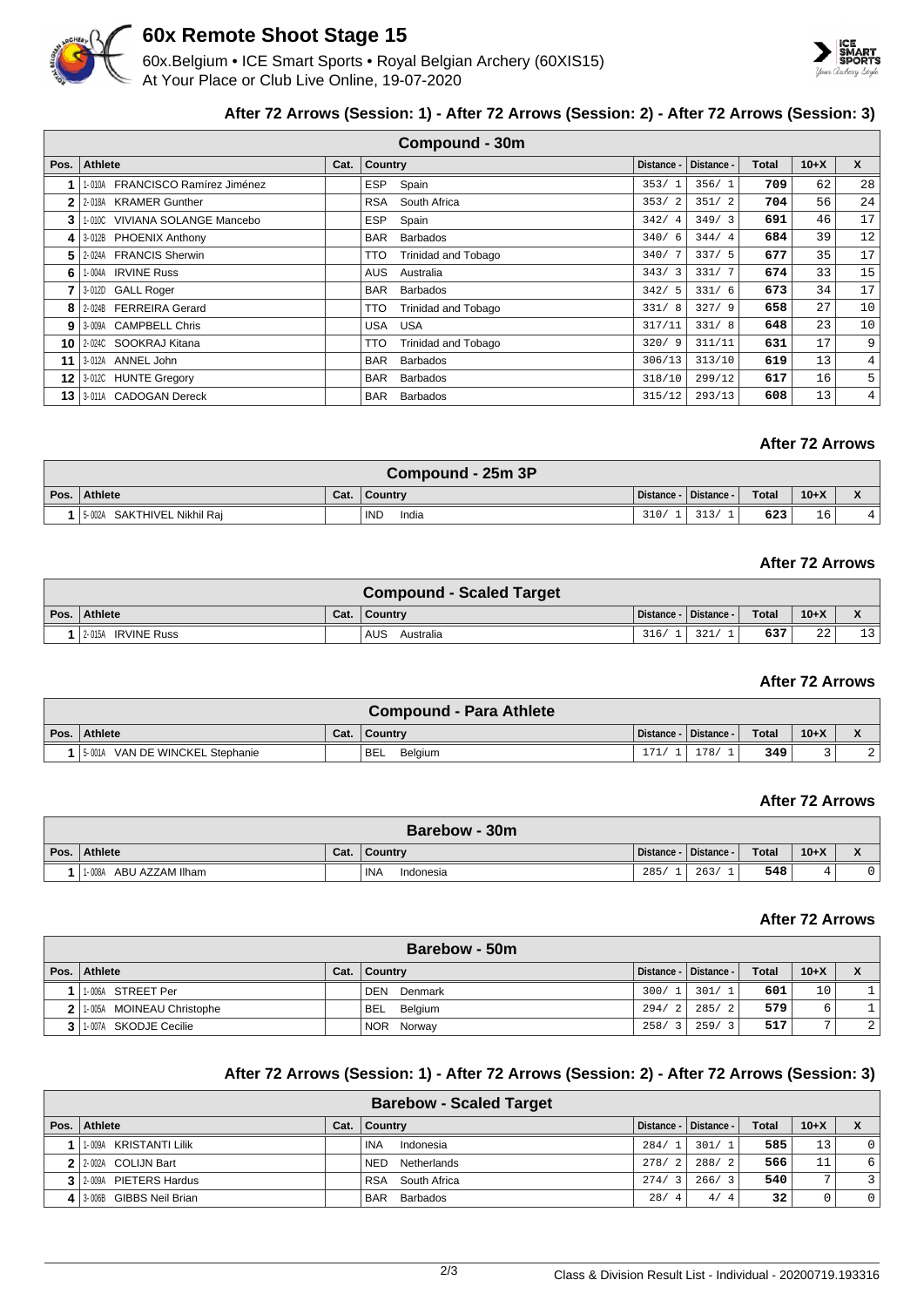# 60x Remote Shoot Stage 15

60x.Belgium • ICE Smart Sports • Royal Belgian Archery (60XIS15)
At Your Place or Club Live Online, 19-07-2020

### After 72 Arrows (Session: 1) - After 72 Arrows (Session: 2) - After 72 Arrows (Session: 3)

**Compound - 30m**

| Pos. | Athlete | Cat. | Country | Distance - | Distance - | Total | 10+X | X |
|---|---|---|---|---|---|---|---|---|
| 1 | 1-010A FRANCISCO Ramírez Jiménez | | ESP Spain | 353/ 1 | 356/ 1 | 709 | 62 | 28 |
| 2 | 2-018A KRAMER Gunther | | RSA South Africa | 353/ 2 | 351/ 2 | 704 | 56 | 24 |
| 3 | 1-010C VIVIANA SOLANGE Mancebo | | ESP Spain | 342/ 4 | 349/ 3 | 691 | 46 | 17 |
| 4 | 3-012B PHOENIX Anthony | | BAR Barbados | 340/ 6 | 344/ 4 | 684 | 39 | 12 |
| 5 | 2-024A FRANCIS Sherwin | | TTO Trinidad and Tobago | 340/ 7 | 337/ 5 | 677 | 35 | 17 |
| 6 | 1-004A IRVINE Russ | | AUS Australia | 343/ 3 | 331/ 7 | 674 | 33 | 15 |
| 7 | 3-012D GALL Roger | | BAR Barbados | 342/ 5 | 331/ 6 | 673 | 34 | 17 |
| 8 | 2-024B FERREIRA Gerard | | TTO Trinidad and Tobago | 331/ 8 | 327/ 9 | 658 | 27 | 10 |
| 9 | 3-009A CAMPBELL Chris | | USA USA | 317/11 | 331/ 8 | 648 | 23 | 10 |
| 10 | 2-024C SOOKRAJ Kitana | | TTO Trinidad and Tobago | 320/ 9 | 311/11 | 631 | 17 | 9 |
| 11 | 3-012A ANNEL John | | BAR Barbados | 306/13 | 313/10 | 619 | 13 | 4 |
| 12 | 3-012C HUNTE Gregory | | BAR Barbados | 318/10 | 299/12 | 617 | 16 | 5 |
| 13 | 3-011A CADOGAN Dereck | | BAR Barbados | 315/12 | 293/13 | 608 | 13 | 4 |

### After 72 Arrows

**Compound - 25m 3P**

| Pos. | Athlete | Cat. | Country | Distance - | Distance - | Total | 10+X | X |
|---|---|---|---|---|---|---|---|---|
| 1 | 5-002A SAKTHIVEL Nikhil Raj | | IND India | 310/ 1 | 313/ 1 | 623 | 16 | 4 |

### After 72 Arrows

**Compound - Scaled Target**

| Pos. | Athlete | Cat. | Country | Distance - | Distance - | Total | 10+X | X |
|---|---|---|---|---|---|---|---|---|
| 1 | 2-015A IRVINE Russ | | AUS Australia | 316/ 1 | 321/ 1 | 637 | 22 | 13 |

### After 72 Arrows

**Compound - Para Athlete**

| Pos. | Athlete | Cat. | Country | Distance - | Distance - | Total | 10+X | X |
|---|---|---|---|---|---|---|---|---|
| 1 | 5-001A VAN DE WINCKEL Stephanie | | BEL Belgium | 171/ 1 | 178/ 1 | 349 | 3 | 2 |

### After 72 Arrows

**Barebow - 30m**

| Pos. | Athlete | Cat. | Country | Distance - | Distance - | Total | 10+X | X |
|---|---|---|---|---|---|---|---|---|
| 1 | 1-008A ABU AZZAM Ilham | | INA Indonesia | 285/ 1 | 263/ 1 | 548 | 4 | 0 |

### After 72 Arrows

**Barebow - 50m**

| Pos. | Athlete | Cat. | Country | Distance - | Distance - | Total | 10+X | X |
|---|---|---|---|---|---|---|---|---|
| 1 | 1-006A STREET Per | | DEN Denmark | 300/ 1 | 301/ 1 | 601 | 10 | 1 |
| 2 | 1-005A MOINEAU Christophe | | BEL Belgium | 294/ 2 | 285/ 2 | 579 | 6 | 1 |
| 3 | 1-007A SKODJE Cecilie | | NOR Norway | 258/ 3 | 259/ 3 | 517 | 7 | 2 |

### After 72 Arrows (Session: 1) - After 72 Arrows (Session: 2) - After 72 Arrows (Session: 3)

**Barebow - Scaled Target**

| Pos. | Athlete | Cat. | Country | Distance - | Distance - | Total | 10+X | X |
|---|---|---|---|---|---|---|---|---|
| 1 | 1-009A KRISTANTI Lilik | | INA Indonesia | 284/ 1 | 301/ 1 | 585 | 13 | 0 |
| 2 | 2-002A COLIJN Bart | | NED Netherlands | 278/ 2 | 288/ 2 | 566 | 11 | 6 |
| 3 | 2-009A PIETERS Hardus | | RSA South Africa | 274/ 3 | 266/ 3 | 540 | 7 | 3 |
| 4 | 3-006B GIBBS Neil Brian | | BAR Barbados | 28/ 4 | 4/ 4 | 32 | 0 | 0 |

Class & Division Result List - Individual - 20200719.193316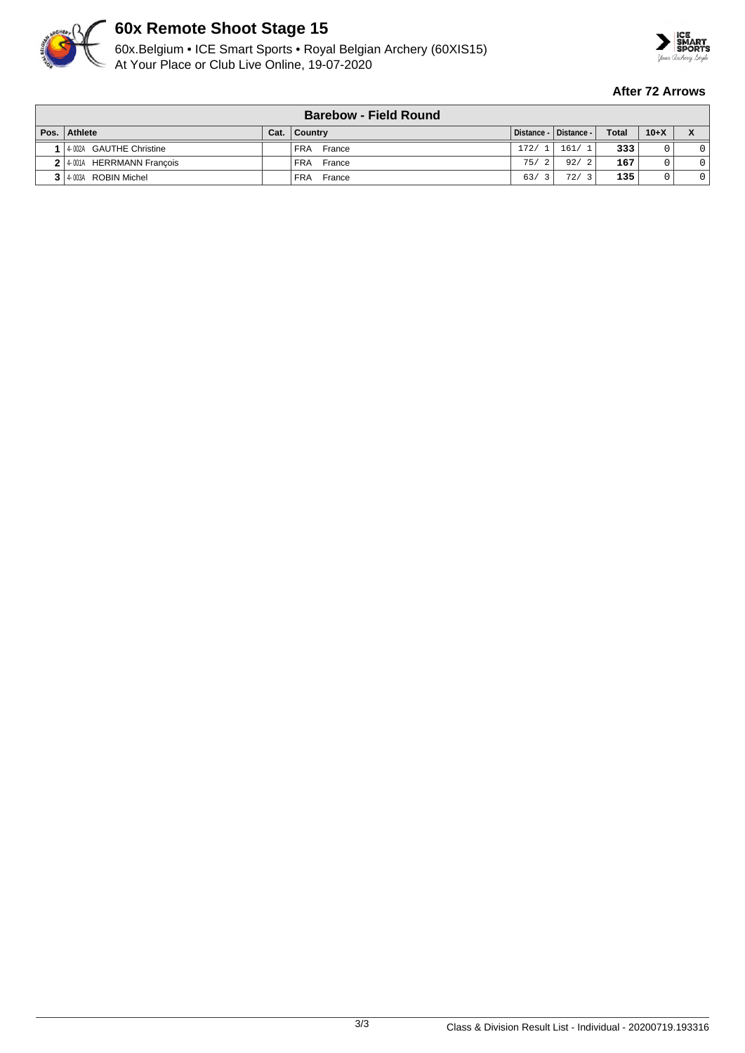# 60x Remote Shoot Stage 15

60x.Belgium • ICE Smart Sports • Royal Belgian Archery (60XIS15)
At Your Place or Club Live Online, 19-07-2020

**After 72 Arrows**

| Barebow - Field Round | | | | | | | | |
|---|---|---|---|---|---|---|---|---|
| Pos. | Athlete | Cat. | Country | Distance - | Distance - | Total | 10+X | X |
| 1 | 4-002A GAUTHE Christine | | FRA France | 172/ 1 | 161/ 1 | 333 | 0 | 0 |
| 2 | 4-001A HERRMANN François | | FRA France | 75/ 2 | 92/ 2 | 167 | 0 | 0 |
| 3 | 4-003A ROBIN Michel | | FRA France | 63/ 3 | 72/ 3 | 135 | 0 | 0 |

Class & Division Result List - Individual - 20200719.193316